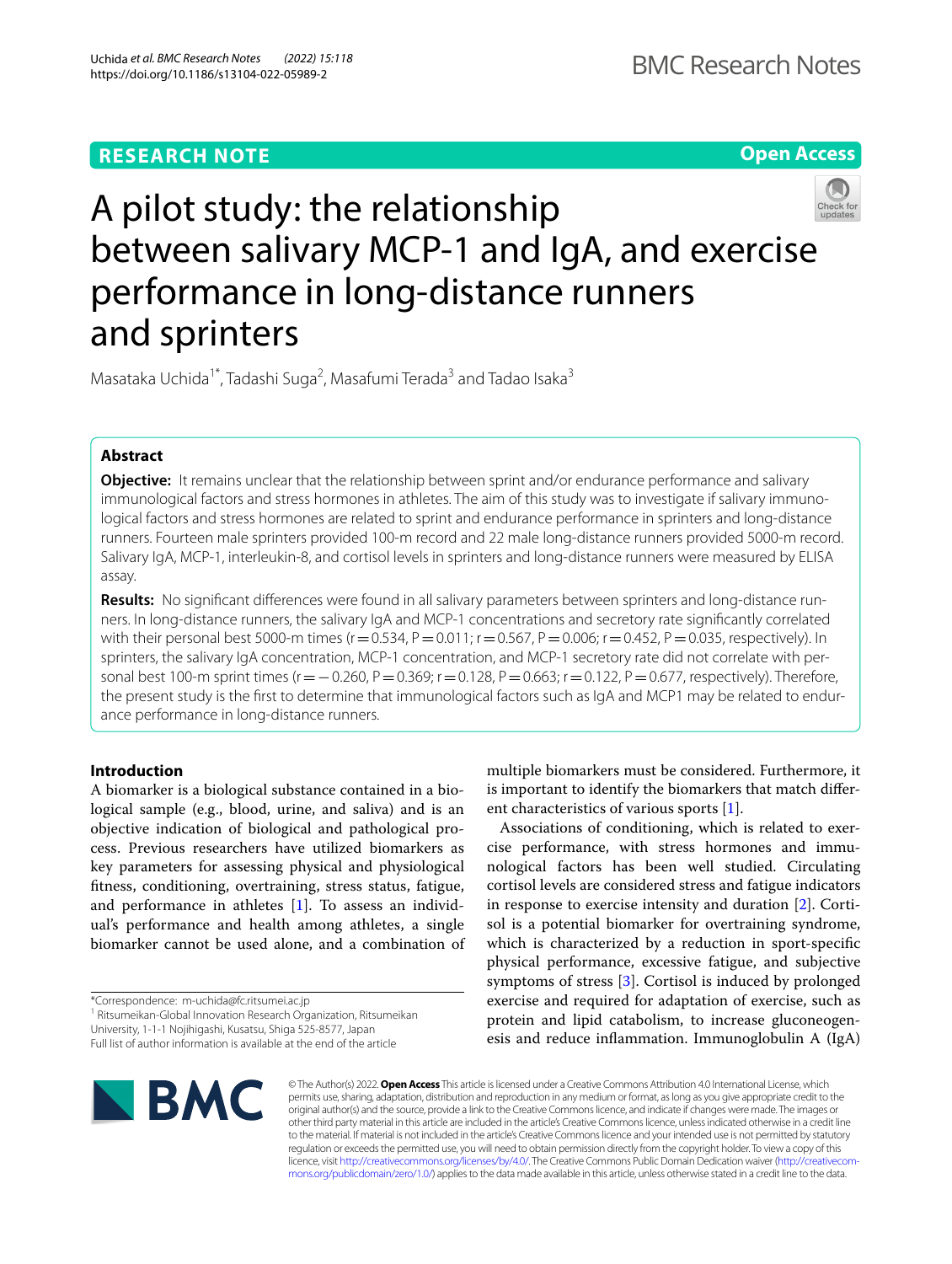RESEARCH NOTE

Open Access

# A pilot study: the relationship between salivary MCP-1 and IgA, and exercise performance in long-distance runners and sprinters

Masataka Uchida[1*], Tadashi Suga[2], Masafumi Terada[3] and Tadao Isaka[3]

## Abstract

**Objective:** It remains unclear that the relationship between sprint and/or endurance performance and salivary immunological factors and stress hormones in athletes. The aim of this study was to investigate if salivary immunological factors and stress hormones are related to sprint and endurance performance in sprinters and long-distance runners. Fourteen male sprinters provided 100-m record and 22 male long-distance runners provided 5000-m record. Salivary IgA, MCP-1, interleukin-8, and cortisol levels in sprinters and long-distance runners were measured by ELISA assay.

**Results:** No significant differences were found in all salivary parameters between sprinters and long-distance runners. In long-distance runners, the salivary IgA and MCP-1 concentrations and secretory rate significantly correlated with their personal best 5000-m times ($r = 0.534$, $P = 0.011$; $r = 0.567$, $P = 0.006$; $r = 0.452$, $P = 0.035$, respectively). In sprinters, the salivary IgA concentration, MCP-1 concentration, and MCP-1 secretory rate did not correlate with personal best 100-m sprint times ($r = -0.260$, $P = 0.369$; $r = 0.128$, $P = 0.663$; $r = 0.122$, $P = 0.677$, respectively). Therefore, the present study is the first to determine that immunological factors such as IgA and MCP1 may be related to endurance performance in long-distance runners.

## Introduction

A biomarker is a biological substance contained in a biological sample (e.g., blood, urine, and saliva) and is an objective indication of biological and pathological process. Previous researchers have utilized biomarkers as key parameters for assessing physical and physiological fitness, conditioning, overtraining, stress status, fatigue, and performance in athletes [1]. To assess an individual's performance and health among athletes, a single biomarker cannot be used alone, and a combination of multiple biomarkers must be considered. Furthermore, it is important to identify the biomarkers that match different characteristics of various sports [1].

Associations of conditioning, which is related to exercise performance, with stress hormones and immunological factors has been well studied. Circulating cortisol levels are considered stress and fatigue indicators in response to exercise intensity and duration [2]. Cortisol is a potential biomarker for overtraining syndrome, which is characterized by a reduction in sport-specific physical performance, excessive fatigue, and subjective symptoms of stress [3]. Cortisol is induced by prolonged exercise and required for adaptation of exercise, such as protein and lipid catabolism, to increase gluconeogenesis and reduce inflammation. Immunoglobulin A (IgA)

*Correspondence: m-uchida@fc.ritsumei.ac.jp

[1] Ritsumeikan-Global Innovation Research Organization, Ritsumeikan University, 1-1-1 Nojihigashi, Kusatsu, Shiga 525-8577, Japan

Full list of author information is available at the end of the article

© The Author(s) 2022. **Open Access** This article is licensed under a Creative Commons Attribution 4.0 International License, which permits use, sharing, adaptation, distribution and reproduction in any medium or format, as long as you give appropriate credit to the original author(s) and the source, provide a link to the Creative Commons licence, and indicate if changes were made. The images or other third party material in this article are included in the article's Creative Commons licence, unless indicated otherwise in a credit line to the material. If material is not included in the article's Creative Commons licence and your intended use is not permitted by statutory regulation or exceeds the permitted use, you will need to obtain permission directly from the copyright holder. To view a copy of this licence, visit http://creativecommons.org/licenses/by/4.0/. The Creative Commons Public Domain Dedication waiver (http://creativecommons.org/publicdomain/zero/1.0/) applies to the data made available in this article, unless otherwise stated in a credit line to the data.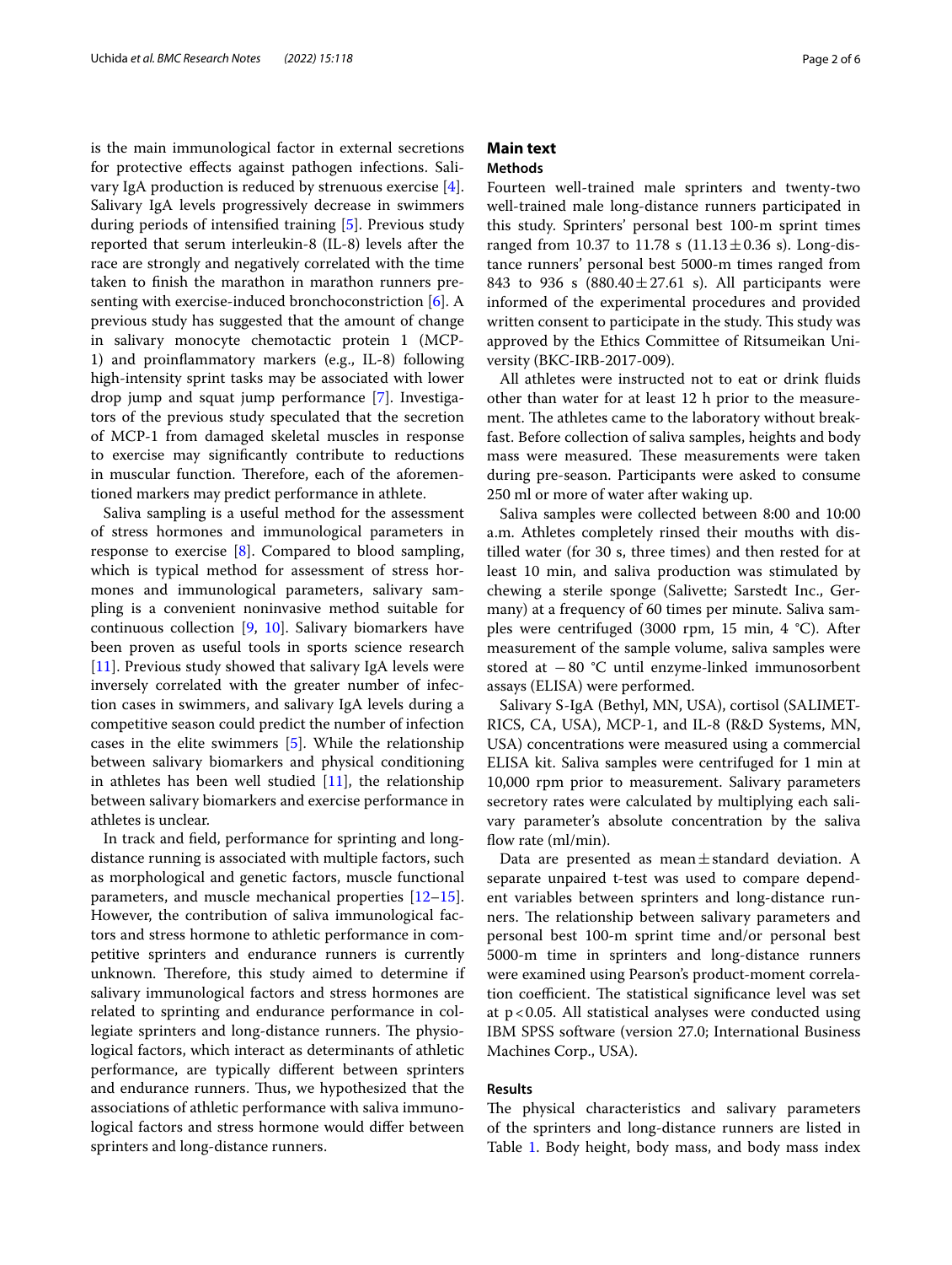is the main immunological factor in external secretions for protective effects against pathogen infections. Salivary IgA production is reduced by strenuous exercise [4]. Salivary IgA levels progressively decrease in swimmers during periods of intensified training [5]. Previous study reported that serum interleukin-8 (IL-8) levels after the race are strongly and negatively correlated with the time taken to finish the marathon in marathon runners presenting with exercise-induced bronchoconstriction [6]. A previous study has suggested that the amount of change in salivary monocyte chemotactic protein 1 (MCP-1) and proinflammatory markers (e.g., IL-8) following high-intensity sprint tasks may be associated with lower drop jump and squat jump performance [7]. Investigators of the previous study speculated that the secretion of MCP-1 from damaged skeletal muscles in response to exercise may significantly contribute to reductions in muscular function. Therefore, each of the aforementioned markers may predict performance in athlete.

Saliva sampling is a useful method for the assessment of stress hormones and immunological parameters in response to exercise [8]. Compared to blood sampling, which is typical method for assessment of stress hormones and immunological parameters, salivary sampling is a convenient noninvasive method suitable for continuous collection [9, 10]. Salivary biomarkers have been proven as useful tools in sports science research [11]. Previous study showed that salivary IgA levels were inversely correlated with the greater number of infection cases in swimmers, and salivary IgA levels during a competitive season could predict the number of infection cases in the elite swimmers [5]. While the relationship between salivary biomarkers and physical conditioning in athletes has been well studied [11], the relationship between salivary biomarkers and exercise performance in athletes is unclear.

In track and field, performance for sprinting and long-distance running is associated with multiple factors, such as morphological and genetic factors, muscle functional parameters, and muscle mechanical properties [12–15]. However, the contribution of saliva immunological factors and stress hormone to athletic performance in competitive sprinters and endurance runners is currently unknown. Therefore, this study aimed to determine if salivary immunological factors and stress hormones are related to sprinting and endurance performance in collegiate sprinters and long-distance runners. The physiological factors, which interact as determinants of athletic performance, are typically different between sprinters and endurance runners. Thus, we hypothesized that the associations of athletic performance with saliva immunological factors and stress hormone would differ between sprinters and long-distance runners.

## Main text

### Methods

Fourteen well-trained male sprinters and twenty-two well-trained male long-distance runners participated in this study. Sprinters' personal best 100-m sprint times ranged from 10.37 to 11.78 s (11.13 ± 0.36 s). Long-distance runners' personal best 5000-m times ranged from 843 to 936 s (880.40 ± 27.61 s). All participants were informed of the experimental procedures and provided written consent to participate in the study. This study was approved by the Ethics Committee of Ritsumeikan University (BKC-IRB-2017-009).

All athletes were instructed not to eat or drink fluids other than water for at least 12 h prior to the measurement. The athletes came to the laboratory without breakfast. Before collection of saliva samples, heights and body mass were measured. These measurements were taken during pre-season. Participants were asked to consume 250 ml or more of water after waking up.

Saliva samples were collected between 8:00 and 10:00 a.m. Athletes completely rinsed their mouths with distilled water (for 30 s, three times) and then rested for at least 10 min, and saliva production was stimulated by chewing a sterile sponge (Salivette; Sarstedt Inc., Germany) at a frequency of 60 times per minute. Saliva samples were centrifuged (3000 rpm, 15 min, 4 °C). After measurement of the sample volume, saliva samples were stored at −80 °C until enzyme-linked immunosorbent assays (ELISA) were performed.

Salivary S-IgA (Bethyl, MN, USA), cortisol (SALIMETRICS, CA, USA), MCP-1, and IL-8 (R&D Systems, MN, USA) concentrations were measured using a commercial ELISA kit. Saliva samples were centrifuged for 1 min at 10,000 rpm prior to measurement. Salivary parameters secretory rates were calculated by multiplying each salivary parameter's absolute concentration by the saliva flow rate (ml/min).

Data are presented as mean ± standard deviation. A separate unpaired t-test was used to compare dependent variables between sprinters and long-distance runners. The relationship between salivary parameters and personal best 100-m sprint time and/or personal best 5000-m time in sprinters and long-distance runners were examined using Pearson's product-moment correlation coefficient. The statistical significance level was set at $p < 0.05$. All statistical analyses were conducted using IBM SPSS software (version 27.0; International Business Machines Corp., USA).

### Results

The physical characteristics and salivary parameters of the sprinters and long-distance runners are listed in Table 1. Body height, body mass, and body mass index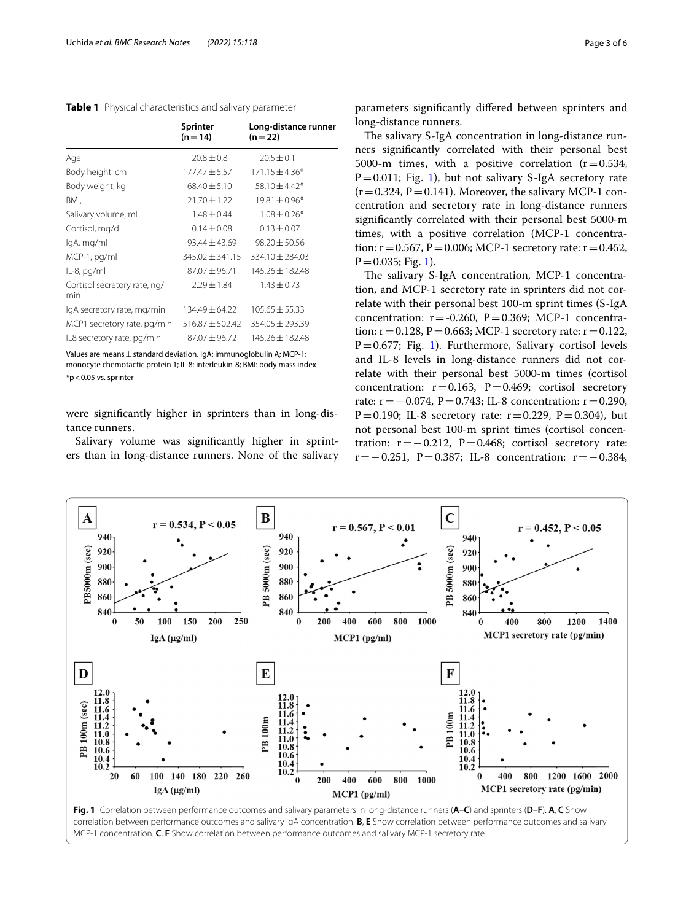**Table 1** Physical characteristics and salivary parameter

| | Sprinter (n = 14) | Long-distance runner (n = 22) |
|---|---|---|
| Age | 20.8 ± 0.8 | 20.5 ± 0.1 |
| Body height, cm | 177.47 ± 5.57 | 171.15 ± 4.36* |
| Body weight, kg | 68.40 ± 5.10 | 58.10 ± 4.42* |
| BMI, | 21.70 ± 1.22 | 19.81 ± 0.96* |
| Salivary volume, ml | 1.48 ± 0.44 | 1.08 ± 0.26* |
| Cortisol, mg/dl | 0.14 ± 0.08 | 0.13 ± 0.07 |
| IgA, mg/ml | 93.44 ± 43.69 | 98.20 ± 50.56 |
| MCP-1, pg/ml | 345.02 ± 341.15 | 334.10 ± 284.03 |
| IL-8, pg/ml | 87.07 ± 96.71 | 145.26 ± 182.48 |
| Cortisol secretory rate, ng/min | 2.29 ± 1.84 | 1.43 ± 0.73 |
| IgA secretory rate, mg/min | 134.49 ± 64.22 | 105.65 ± 55.33 |
| MCP1 secretory rate, pg/min | 516.87 ± 502.42 | 354.05 ± 293.39 |
| IL8 secretory rate, pg/min | 87.07 ± 96.72 | 145.26 ± 182.48 |

Values are means ± standard deviation. IgA: immunoglobulin A; MCP-1: monocyte chemotactic protein 1; IL-8: interleukin-8; BMI: body mass index

*p < 0.05 vs. sprinter

were significantly higher in sprinters than in long-distance runners.

Salivary volume was significantly higher in sprinters than in long-distance runners. None of the salivary parameters significantly differed between sprinters and long-distance runners.

The salivary S-IgA concentration in long-distance runners significantly correlated with their personal best 5000-m times, with a positive correlation (r = 0.534, P = 0.011; Fig. 1), but not salivary S-IgA secretory rate (r = 0.324, P = 0.141). Moreover, the salivary MCP-1 concentration and secretory rate in long-distance runners significantly correlated with their personal best 5000-m times, with a positive correlation (MCP-1 concentration: r = 0.567, P = 0.006; MCP-1 secretory rate: r = 0.452, P = 0.035; Fig. 1).

The salivary S-IgA concentration, MCP-1 concentration, and MCP-1 secretory rate in sprinters did not correlate with their personal best 100-m sprint times (S-IgA concentration: r = -0.260, P = 0.369; MCP-1 concentration: r = 0.128, P = 0.663; MCP-1 secretory rate: r = 0.122, P = 0.677; Fig. 1). Furthermore, Salivary cortisol levels and IL-8 levels in long-distance runners did not correlate with their personal best 5000-m times (cortisol concentration: r = 0.163, P = 0.469; cortisol secretory rate: r = −0.074, P = 0.743; IL-8 concentration: r = 0.290, P = 0.190; IL-8 secretory rate: r = 0.229, P = 0.304), but not personal best 100-m sprint times (cortisol concentration: r = −0.212, P = 0.468; cortisol secretory rate: r = −0.251, P = 0.387; IL-8 concentration: r = −0.384,

**Fig. 1** Correlation between performance outcomes and salivary parameters in long-distance runners (**A**–**C**) and sprinters (**D**–**F**). **A**, **C** Show correlation between performance outcomes and salivary IgA concentration. **B**, **E** Show correlation between performance outcomes and salivary MCP-1 concentration. **C**, **F** Show correlation between performance outcomes and salivary MCP-1 secretory rate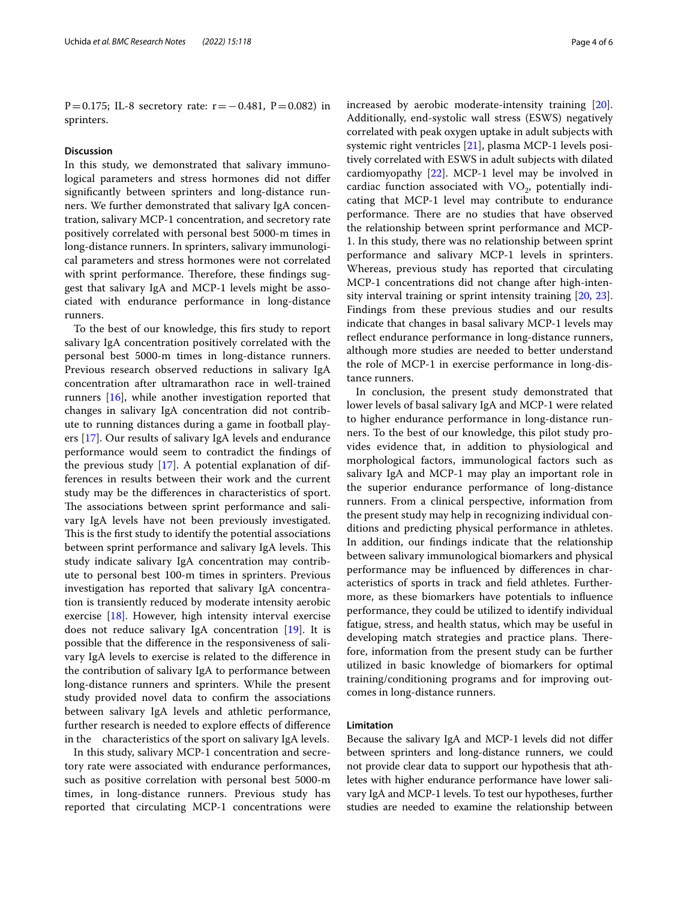P = 0.175; IL-8 secretory rate: r = −0.481, P = 0.082) in sprinters.

## Discussion

In this study, we demonstrated that salivary immunological parameters and stress hormones did not differ significantly between sprinters and long-distance runners. We further demonstrated that salivary IgA concentration, salivary MCP-1 concentration, and secretory rate positively correlated with personal best 5000-m times in long-distance runners. In sprinters, salivary immunological parameters and stress hormones were not correlated with sprint performance. Therefore, these findings suggest that salivary IgA and MCP-1 levels might be associated with endurance performance in long-distance runners.

To the best of our knowledge, this firs study to report salivary IgA concentration positively correlated with the personal best 5000-m times in long-distance runners. Previous research observed reductions in salivary IgA concentration after ultramarathon race in well-trained runners [16], while another investigation reported that changes in salivary IgA concentration did not contribute to running distances during a game in football players [17]. Our results of salivary IgA levels and endurance performance would seem to contradict the findings of the previous study [17]. A potential explanation of differences in results between their work and the current study may be the differences in characteristics of sport. The associations between sprint performance and salivary IgA levels have not been previously investigated. This is the first study to identify the potential associations between sprint performance and salivary IgA levels. This study indicate salivary IgA concentration may contribute to personal best 100-m times in sprinters. Previous investigation has reported that salivary IgA concentration is transiently reduced by moderate intensity aerobic exercise [18]. However, high intensity interval exercise does not reduce salivary IgA concentration [19]. It is possible that the difference in the responsiveness of salivary IgA levels to exercise is related to the difference in the contribution of salivary IgA to performance between long-distance runners and sprinters. While the present study provided novel data to confirm the associations between salivary IgA levels and athletic performance, further research is needed to explore effects of difference in the characteristics of the sport on salivary IgA levels.

In this study, salivary MCP-1 concentration and secretory rate were associated with endurance performances, such as positive correlation with personal best 5000-m times, in long-distance runners. Previous study has reported that circulating MCP-1 concentrations were increased by aerobic moderate-intensity training [20]. Additionally, end-systolic wall stress (ESWS) negatively correlated with peak oxygen uptake in adult subjects with systemic right ventricles [21], plasma MCP-1 levels positively correlated with ESWS in adult subjects with dilated cardiomyopathy [22]. MCP-1 level may be involved in cardiac function associated with $VO_2$, potentially indicating that MCP-1 level may contribute to endurance performance. There are no studies that have observed the relationship between sprint performance and MCP-1. In this study, there was no relationship between sprint performance and salivary MCP-1 levels in sprinters. Whereas, previous study has reported that circulating MCP-1 concentrations did not change after high-intensity interval training or sprint intensity training [20, 23]. Findings from these previous studies and our results indicate that changes in basal salivary MCP-1 levels may reflect endurance performance in long-distance runners, although more studies are needed to better understand the role of MCP-1 in exercise performance in long-distance runners.

In conclusion, the present study demonstrated that lower levels of basal salivary IgA and MCP-1 were related to higher endurance performance in long-distance runners. To the best of our knowledge, this pilot study provides evidence that, in addition to physiological and morphological factors, immunological factors such as salivary IgA and MCP-1 may play an important role in the superior endurance performance of long-distance runners. From a clinical perspective, information from the present study may help in recognizing individual conditions and predicting physical performance in athletes. In addition, our findings indicate that the relationship between salivary immunological biomarkers and physical performance may be influenced by differences in characteristics of sports in track and field athletes. Furthermore, as these biomarkers have potentials to influence performance, they could be utilized to identify individual fatigue, stress, and health status, which may be useful in developing match strategies and practice plans. Therefore, information from the present study can be further utilized in basic knowledge of biomarkers for optimal training/conditioning programs and for improving outcomes in long-distance runners.

## Limitation

Because the salivary IgA and MCP-1 levels did not differ between sprinters and long-distance runners, we could not provide clear data to support our hypothesis that athletes with higher endurance performance have lower salivary IgA and MCP-1 levels. To test our hypotheses, further studies are needed to examine the relationship between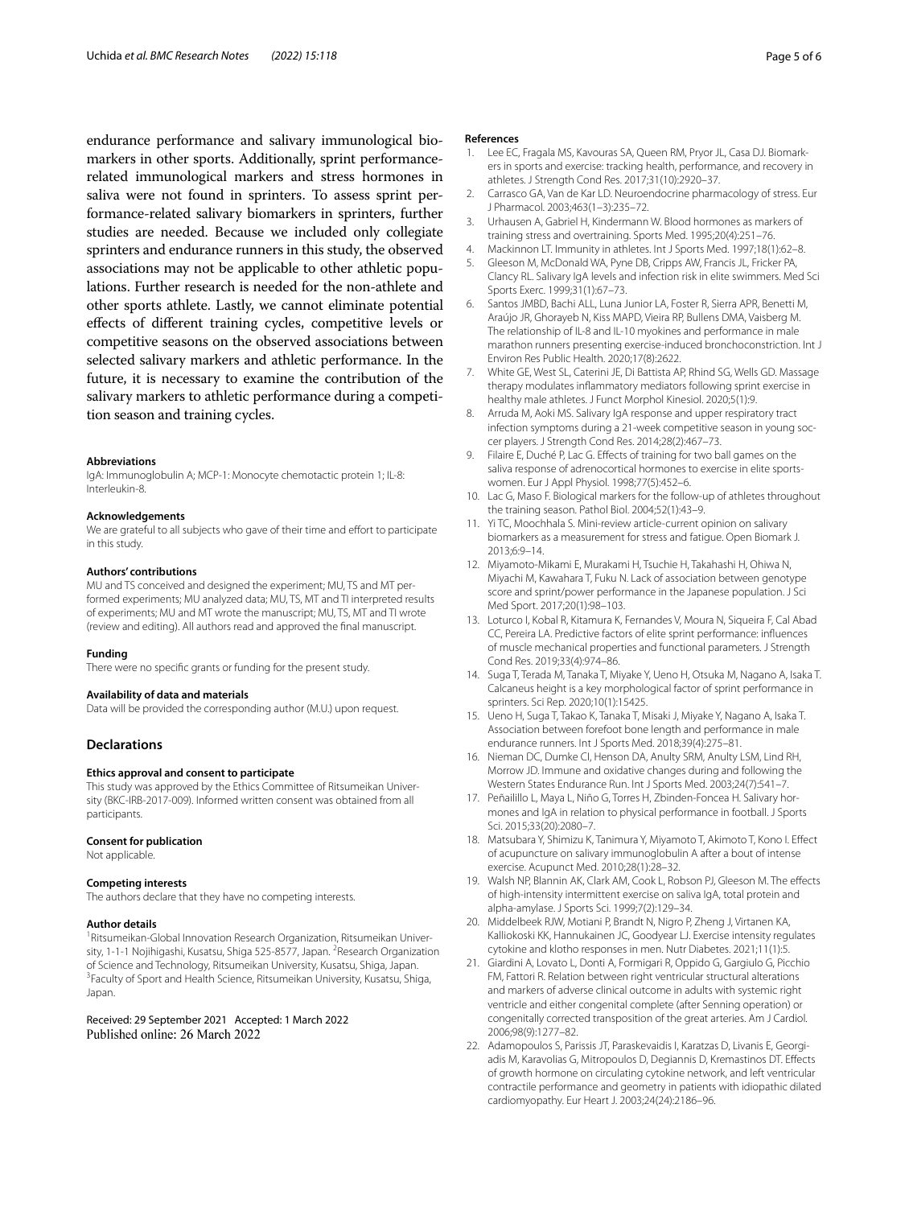endurance performance and salivary immunological biomarkers in other sports. Additionally, sprint performance-related immunological markers and stress hormones in saliva were not found in sprinters. To assess sprint performance-related salivary biomarkers in sprinters, further studies are needed. Because we included only collegiate sprinters and endurance runners in this study, the observed associations may not be applicable to other athletic populations. Further research is needed for the non-athlete and other sports athlete. Lastly, we cannot eliminate potential effects of different training cycles, competitive levels or competitive seasons on the observed associations between selected salivary markers and athletic performance. In the future, it is necessary to examine the contribution of the salivary markers to athletic performance during a competition season and training cycles.

#### Abbreviations
IgA: Immunoglobulin A; MCP-1: Monocyte chemotactic protein 1; IL-8: Interleukin-8.

#### Acknowledgements
We are grateful to all subjects who gave of their time and effort to participate in this study.

#### Authors' contributions
MU and TS conceived and designed the experiment; MU, TS and MT performed experiments; MU analyzed data; MU, TS, MT and TI interpreted results of experiments; MU and MT wrote the manuscript; MU, TS, MT and TI wrote (review and editing). All authors read and approved the final manuscript.

#### Funding
There were no specific grants or funding for the present study.

#### Availability of data and materials
Data will be provided the corresponding author (M.U.) upon request.

## Declarations

#### Ethics approval and consent to participate
This study was approved by the Ethics Committee of Ritsumeikan University (BKC-IRB-2017-009). Informed written consent was obtained from all participants.

#### Consent for publication
Not applicable.

#### Competing interests
The authors declare that they have no competing interests.

#### Author details
[1]Ritsumeikan-Global Innovation Research Organization, Ritsumeikan University, 1-1-1 Nojihigashi, Kusatsu, Shiga 525-8577, Japan. [2]Research Organization of Science and Technology, Ritsumeikan University, Kusatsu, Shiga, Japan. [3]Faculty of Sport and Health Science, Ritsumeikan University, Kusatsu, Shiga, Japan.

Received: 29 September 2021 Accepted: 1 March 2022
Published online: 26 March 2022

#### References
1. Lee EC, Fragala MS, Kavouras SA, Queen RM, Pryor JL, Casa DJ. Biomarkers in sports and exercise: tracking health, performance, and recovery in athletes. J Strength Cond Res. 2017;31(10):2920–37.
2. Carrasco GA, Van de Kar LD. Neuroendocrine pharmacology of stress. Eur J Pharmacol. 2003;463(1–3):235–72.
3. Urhausen A, Gabriel H, Kindermann W. Blood hormones as markers of training stress and overtraining. Sports Med. 1995;20(4):251–76.
4. Mackinnon LT. Immunity in athletes. Int J Sports Med. 1997;18(1):62–8.
5. Gleeson M, McDonald WA, Pyne DB, Cripps AW, Francis JL, Fricker PA, Clancy RL. Salivary IgA levels and infection risk in elite swimmers. Med Sci Sports Exerc. 1999;31(1):67–73.
6. Santos JMBD, Bachi ALL, Luna Junior LA, Foster R, Sierra APR, Benetti M, Araújo JR, Ghorayeb N, Kiss MAPD, Vieira RP, Bullens DMA, Vaisberg M. The relationship of IL-8 and IL-10 myokines and performance in male marathon runners presenting exercise-induced bronchoconstriction. Int J Environ Res Public Health. 2020;17(8):2622.
7. White GE, West SL, Caterini JE, Di Battista AP, Rhind SG, Wells GD. Massage therapy modulates inflammatory mediators following sprint exercise in healthy male athletes. J Funct Morphol Kinesiol. 2020;5(1):9.
8. Arruda M, Aoki MS. Salivary IgA response and upper respiratory tract infection symptoms during a 21-week competitive season in young soccer players. J Strength Cond Res. 2014;28(2):467–73.
9. Filaire E, Duché P, Lac G. Effects of training for two ball games on the saliva response of adrenocortical hormones to exercise in elite sportswomen. Eur J Appl Physiol. 1998;77(5):452–6.
10. Lac G, Maso F. Biological markers for the follow-up of athletes throughout the training season. Pathol Biol. 2004;52(1):43–9.
11. Yi TC, Moochhala S. Mini-review article-current opinion on salivary biomarkers as a measurement for stress and fatigue. Open Biomark J. 2013;6:9–14.
12. Miyamoto-Mikami E, Murakami H, Tsuchie H, Takahashi H, Ohiwa N, Miyachi M, Kawahara T, Fuku N. Lack of association between genotype score and sprint/power performance in the Japanese population. J Sci Med Sport. 2017;20(1):98–103.
13. Loturco I, Kobal R, Kitamura K, Fernandes V, Moura N, Siqueira F, Cal Abad CC, Pereira LA. Predictive factors of elite sprint performance: influences of muscle mechanical properties and functional parameters. J Strength Cond Res. 2019;33(4):974–86.
14. Suga T, Terada M, Tanaka T, Miyake Y, Ueno H, Otsuka M, Nagano A, Isaka T. Calcaneus height is a key morphological factor of sprint performance in sprinters. Sci Rep. 2020;10(1):15425.
15. Ueno H, Suga T, Takao K, Tanaka T, Misaki J, Miyake Y, Nagano A, Isaka T. Association between forefoot bone length and performance in male endurance runners. Int J Sports Med. 2018;39(4):275–81.
16. Nieman DC, Dumke CI, Henson DA, Anulty SRM, Anulty LSM, Lind RH, Morrow JD. Immune and oxidative changes during and following the Western States Endurance Run. Int J Sports Med. 2003;24(7):541–7.
17. Peñailillo L, Maya L, Niño G, Torres H, Zbinden-Foncea H. Salivary hormones and IgA in relation to physical performance in football. J Sports Sci. 2015;33(20):2080–7.
18. Matsubara Y, Shimizu K, Tanimura Y, Miyamoto T, Akimoto T, Kono I. Effect of acupuncture on salivary immunoglobulin A after a bout of intense exercise. Acupunct Med. 2010;28(1):28–32.
19. Walsh NP, Blannin AK, Clark AM, Cook L, Robson PJ, Gleeson M. The effects of high-intensity intermittent exercise on saliva IgA, total protein and alpha-amylase. J Sports Sci. 1999;7(2):129–34.
20. Middelbeek RJW, Motiani P, Brandt N, Nigro P, Zheng J, Virtanen KA, Kalliokoski KK, Hannukainen JC, Goodyear LJ. Exercise intensity regulates cytokine and klotho responses in men. Nutr Diabetes. 2021;11(1):5.
21. Giardini A, Lovato L, Donti A, Formigari R, Oppido G, Gargiulo G, Picchio FM, Fattori R. Relation between right ventricular structural alterations and markers of adverse clinical outcome in adults with systemic right ventricle and either congenital complete (after Senning operation) or congenitally corrected transposition of the great arteries. Am J Cardiol. 2006;98(9):1277–82.
22. Adamopoulos S, Parissis JT, Paraskevaidis I, Karatzas D, Livanis E, Georgiadis M, Karavolias G, Mitropoulos D, Degiannis D, Kremastinos DT. Effects of growth hormone on circulating cytokine network, and left ventricular contractile performance and geometry in patients with idiopathic dilated cardiomyopathy. Eur Heart J. 2003;24(24):2186–96.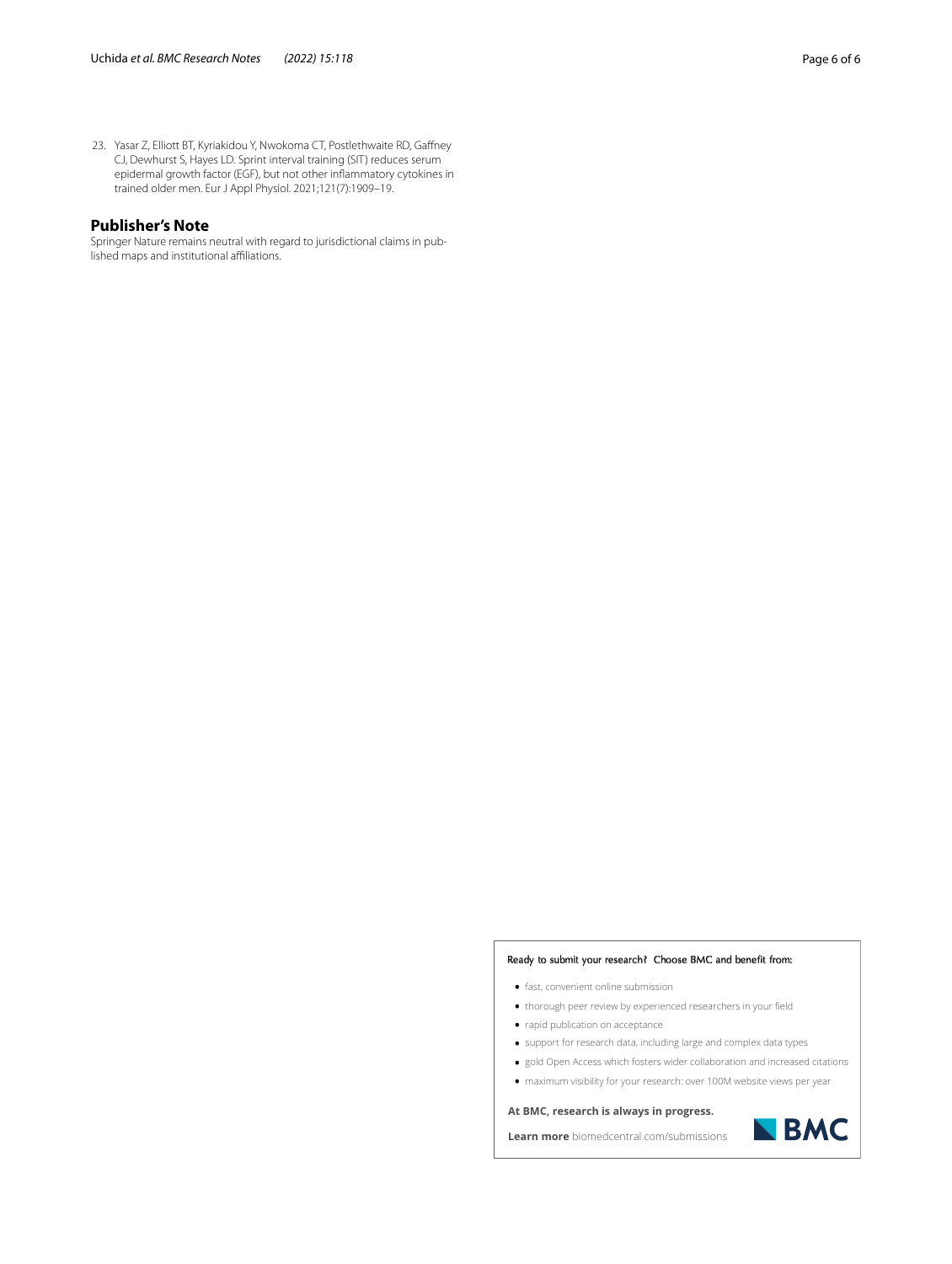23. Yasar Z, Elliott BT, Kyriakidou Y, Nwokoma CT, Postlethwaite RD, Gaffney CJ, Dewhurst S, Hayes LD. Sprint interval training (SIT) reduces serum epidermal growth factor (EGF), but not other inflammatory cytokines in trained older men. Eur J Appl Physiol. 2021;121(7):1909–19.

## Publisher's Note

Springer Nature remains neutral with regard to jurisdictional claims in published maps and institutional affiliations.

Ready to submit your research? Choose BMC and benefit from:

- fast, convenient online submission
- thorough peer review by experienced researchers in your field
- rapid publication on acceptance
- support for research data, including large and complex data types
- gold Open Access which fosters wider collaboration and increased citations
- maximum visibility for your research: over 100M website views per year

**At BMC, research is always in progress.**

**Learn more** biomedcentral.com/submissions

BMC